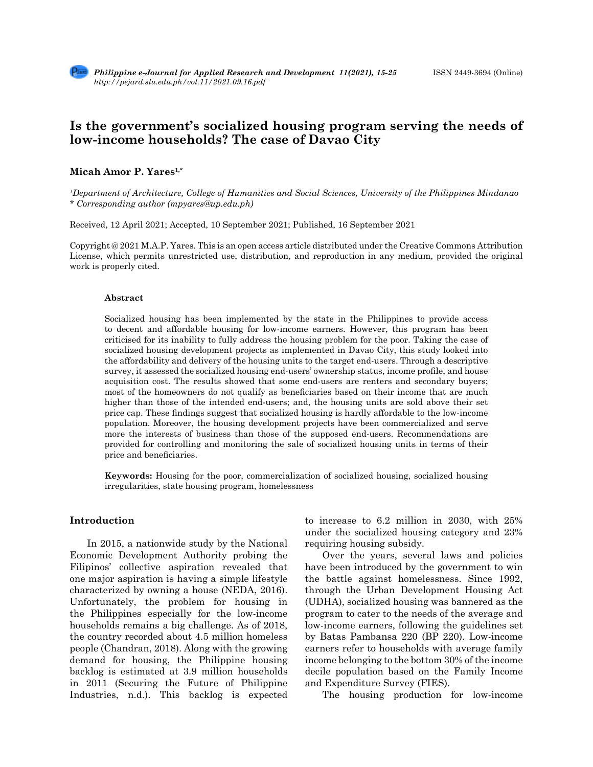# Is the government's socialized housing program serving the needs of low-income households? The case of Davao City

**Micah Amor P. Yares[1,*]**

*[1]Department of Architecture, College of Humanities and Social Sciences, University of the Philippines Mindanao*
*\* Corresponding author (mpyares@up.edu.ph)*

Received, 12 April 2021; Accepted, 10 September 2021; Published, 16 September 2021

Copyright @ 2021 M.A.P. Yares. This is an open access article distributed under the Creative Commons Attribution License, which permits unrestricted use, distribution, and reproduction in any medium, provided the original work is properly cited.

### Abstract

Socialized housing has been implemented by the state in the Philippines to provide access to decent and affordable housing for low-income earners. However, this program has been criticised for its inability to fully address the housing problem for the poor. Taking the case of socialized housing development projects as implemented in Davao City, this study looked into the affordability and delivery of the housing units to the target end-users. Through a descriptive survey, it assessed the socialized housing end-users' ownership status, income profile, and house acquisition cost. The results showed that some end-users are renters and secondary buyers; most of the homeowners do not qualify as beneficiaries based on their income that are much higher than those of the intended end-users; and, the housing units are sold above their set price cap. These findings suggest that socialized housing is hardly affordable to the low-income population. Moreover, the housing development projects have been commercialized and serve more the interests of business than those of the supposed end-users. Recommendations are provided for controlling and monitoring the sale of socialized housing units in terms of their price and beneficiaries.

**Keywords:** Housing for the poor, commercialization of socialized housing, socialized housing irregularities, state housing program, homelessness

## Introduction

In 2015, a nationwide study by the National Economic Development Authority probing the Filipinos' collective aspiration revealed that one major aspiration is having a simple lifestyle characterized by owning a house (NEDA, 2016). Unfortunately, the problem for housing in the Philippines especially for the low-income households remains a big challenge. As of 2018, the country recorded about 4.5 million homeless people (Chandran, 2018). Along with the growing demand for housing, the Philippine housing backlog is estimated at 3.9 million households in 2011 (Securing the Future of Philippine Industries, n.d.). This backlog is expected to increase to 6.2 million in 2030, with 25% under the socialized housing category and 23% requiring housing subsidy.

Over the years, several laws and policies have been introduced by the government to win the battle against homelessness. Since 1992, through the Urban Development Housing Act (UDHA), socialized housing was bannered as the program to cater to the needs of the average and low-income earners, following the guidelines set by Batas Pambansa 220 (BP 220). Low-income earners refer to households with average family income belonging to the bottom 30% of the income decile population based on the Family Income and Expenditure Survey (FIES).

The housing production for low-income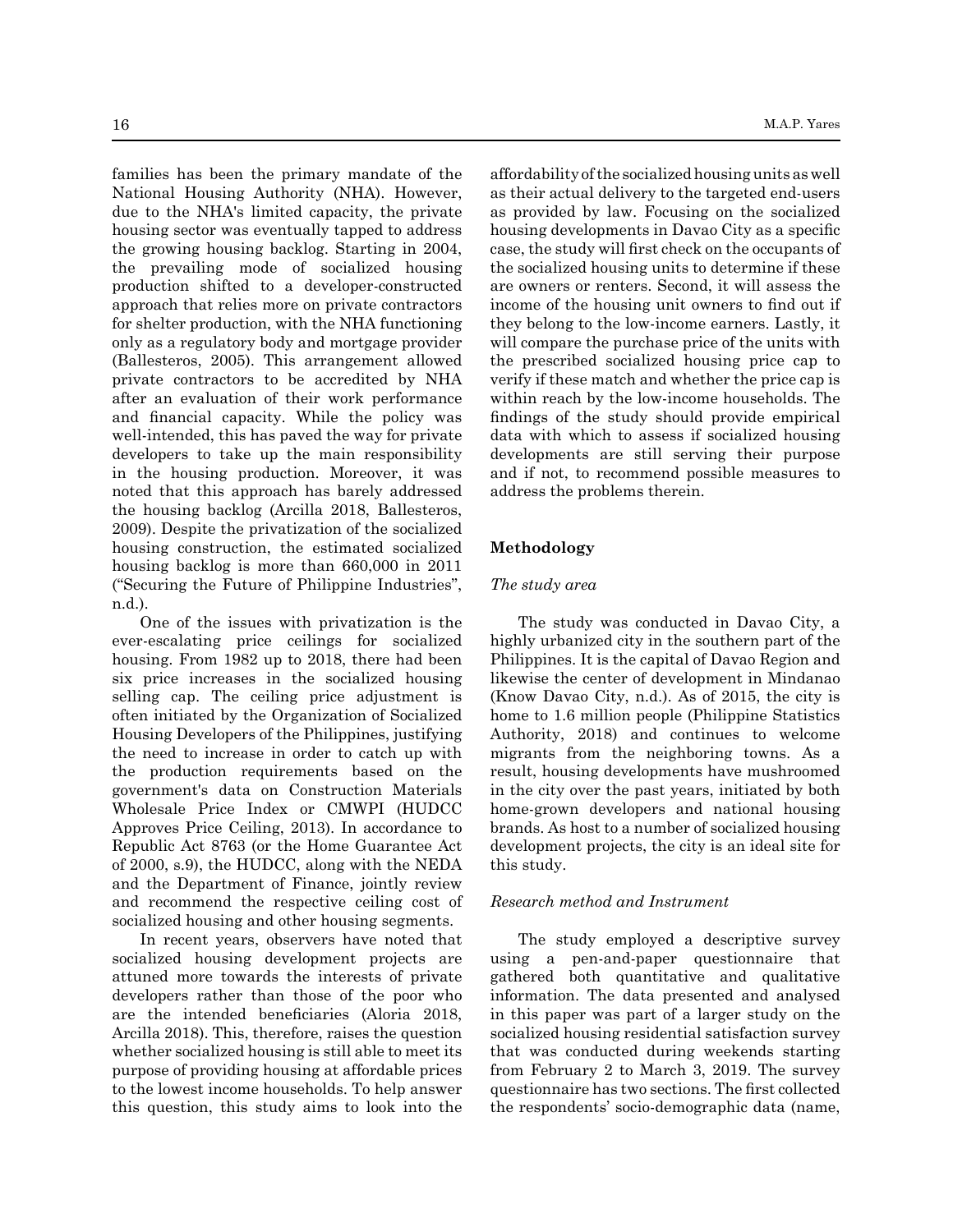families has been the primary mandate of the National Housing Authority (NHA). However, due to the NHA's limited capacity, the private housing sector was eventually tapped to address the growing housing backlog. Starting in 2004, the prevailing mode of socialized housing production shifted to a developer-constructed approach that relies more on private contractors for shelter production, with the NHA functioning only as a regulatory body and mortgage provider (Ballesteros, 2005). This arrangement allowed private contractors to be accredited by NHA after an evaluation of their work performance and financial capacity. While the policy was well-intended, this has paved the way for private developers to take up the main responsibility in the housing production. Moreover, it was noted that this approach has barely addressed the housing backlog (Arcilla 2018, Ballesteros, 2009). Despite the privatization of the socialized housing construction, the estimated socialized housing backlog is more than 660,000 in 2011 ("Securing the Future of Philippine Industries", n.d.).

One of the issues with privatization is the ever-escalating price ceilings for socialized housing. From 1982 up to 2018, there had been six price increases in the socialized housing selling cap. The ceiling price adjustment is often initiated by the Organization of Socialized Housing Developers of the Philippines, justifying the need to increase in order to catch up with the production requirements based on the government's data on Construction Materials Wholesale Price Index or CMWPI (HUDCC Approves Price Ceiling, 2013). In accordance to Republic Act 8763 (or the Home Guarantee Act of 2000, s.9), the HUDCC, along with the NEDA and the Department of Finance, jointly review and recommend the respective ceiling cost of socialized housing and other housing segments.

In recent years, observers have noted that socialized housing development projects are attuned more towards the interests of private developers rather than those of the poor who are the intended beneficiaries (Aloria 2018, Arcilla 2018). This, therefore, raises the question whether socialized housing is still able to meet its purpose of providing housing at affordable prices to the lowest income households. To help answer this question, this study aims to look into the affordability of the socialized housing units as well as their actual delivery to the targeted end-users as provided by law. Focusing on the socialized housing developments in Davao City as a specific case, the study will first check on the occupants of the socialized housing units to determine if these are owners or renters. Second, it will assess the income of the housing unit owners to find out if they belong to the low-income earners. Lastly, it will compare the purchase price of the units with the prescribed socialized housing price cap to verify if these match and whether the price cap is within reach by the low-income households. The findings of the study should provide empirical data with which to assess if socialized housing developments are still serving their purpose and if not, to recommend possible measures to address the problems therein.

## Methodology

### *The study area*

The study was conducted in Davao City, a highly urbanized city in the southern part of the Philippines. It is the capital of Davao Region and likewise the center of development in Mindanao (Know Davao City, n.d.). As of 2015, the city is home to 1.6 million people (Philippine Statistics Authority, 2018) and continues to welcome migrants from the neighboring towns. As a result, housing developments have mushroomed in the city over the past years, initiated by both home-grown developers and national housing brands. As host to a number of socialized housing development projects, the city is an ideal site for this study.

### *Research method and Instrument*

The study employed a descriptive survey using a pen-and-paper questionnaire that gathered both quantitative and qualitative information. The data presented and analysed in this paper was part of a larger study on the socialized housing residential satisfaction survey that was conducted during weekends starting from February 2 to March 3, 2019. The survey questionnaire has two sections. The first collected the respondents' socio-demographic data (name,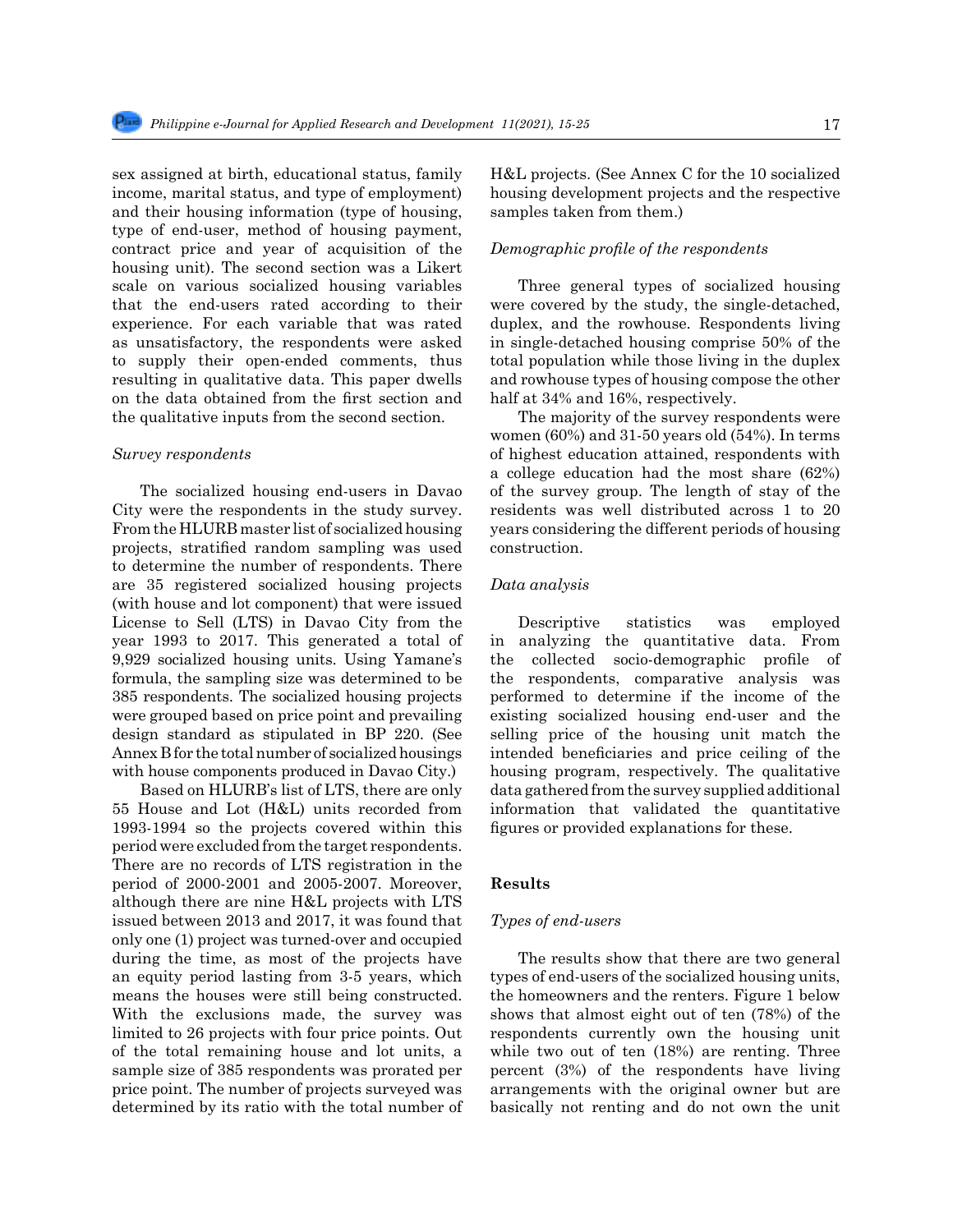sex assigned at birth, educational status, family income, marital status, and type of employment) and their housing information (type of housing, type of end-user, method of housing payment, contract price and year of acquisition of the housing unit). The second section was a Likert scale on various socialized housing variables that the end-users rated according to their experience. For each variable that was rated as unsatisfactory, the respondents were asked to supply their open-ended comments, thus resulting in qualitative data. This paper dwells on the data obtained from the first section and the qualitative inputs from the second section.

*Survey respondents*

The socialized housing end-users in Davao City were the respondents in the study survey. From the HLURB master list of socialized housing projects, stratified random sampling was used to determine the number of respondents. There are 35 registered socialized housing projects (with house and lot component) that were issued License to Sell (LTS) in Davao City from the year 1993 to 2017. This generated a total of 9,929 socialized housing units. Using Yamane's formula, the sampling size was determined to be 385 respondents. The socialized housing projects were grouped based on price point and prevailing design standard as stipulated in BP 220. (See Annex B for the total number of socialized housings with house components produced in Davao City.)

Based on HLURB's list of LTS, there are only 55 House and Lot (H&L) units recorded from 1993-1994 so the projects covered within this period were excluded from the target respondents. There are no records of LTS registration in the period of 2000-2001 and 2005-2007. Moreover, although there are nine H&L projects with LTS issued between 2013 and 2017, it was found that only one (1) project was turned-over and occupied during the time, as most of the projects have an equity period lasting from 3-5 years, which means the houses were still being constructed. With the exclusions made, the survey was limited to 26 projects with four price points. Out of the total remaining house and lot units, a sample size of 385 respondents was prorated per price point. The number of projects surveyed was determined by its ratio with the total number of H&L projects. (See Annex C for the 10 socialized housing development projects and the respective samples taken from them.)

*Demographic profile of the respondents*

Three general types of socialized housing were covered by the study, the single-detached, duplex, and the rowhouse. Respondents living in single-detached housing comprise 50% of the total population while those living in the duplex and rowhouse types of housing compose the other half at 34% and 16%, respectively.

The majority of the survey respondents were women (60%) and 31-50 years old (54%). In terms of highest education attained, respondents with a college education had the most share (62%) of the survey group. The length of stay of the residents was well distributed across 1 to 20 years considering the different periods of housing construction.

*Data analysis*

Descriptive statistics was employed in analyzing the quantitative data. From the collected socio-demographic profile of the respondents, comparative analysis was performed to determine if the income of the existing socialized housing end-user and the selling price of the housing unit match the intended beneficiaries and price ceiling of the housing program, respectively. The qualitative data gathered from the survey supplied additional information that validated the quantitative figures or provided explanations for these.

## Results

*Types of end-users*

The results show that there are two general types of end-users of the socialized housing units, the homeowners and the renters. Figure 1 below shows that almost eight out of ten (78%) of the respondents currently own the housing unit while two out of ten (18%) are renting. Three percent (3%) of the respondents have living arrangements with the original owner but are basically not renting and do not own the unit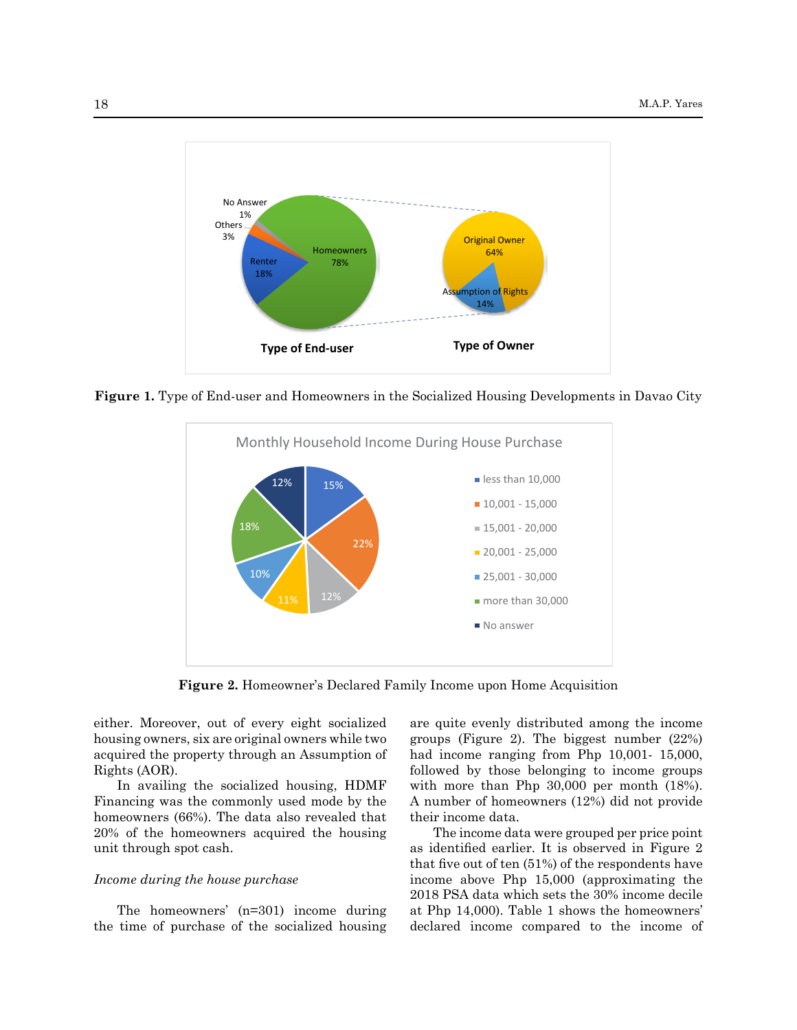**Figure 1.** Type of End-user and Homeowners in the Socialized Housing Developments in Davao City

**Figure 2.** Homeowner's Declared Family Income upon Home Acquisition

either. Moreover, out of every eight socialized housing owners, six are original owners while two acquired the property through an Assumption of Rights (AOR).

In availing the socialized housing, HDMF Financing was the commonly used mode by the homeowners (66%). The data also revealed that 20% of the homeowners acquired the housing unit through spot cash.

*Income during the house purchase*

The homeowners' (n=301) income during the time of purchase of the socialized housing are quite evenly distributed among the income groups (Figure 2). The biggest number (22%) had income ranging from Php 10,001- 15,000, followed by those belonging to income groups with more than Php 30,000 per month (18%). A number of homeowners (12%) did not provide their income data.

The income data were grouped per price point as identified earlier. It is observed in Figure 2 that five out of ten (51%) of the respondents have income above Php 15,000 (approximating the 2018 PSA data which sets the 30% income decile at Php 14,000). Table 1 shows the homeowners' declared income compared to the income of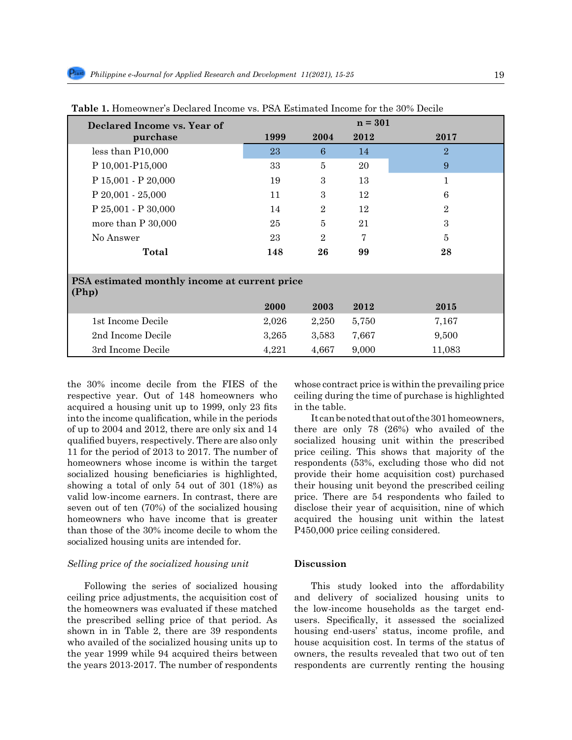**Table 1.** Homeowner's Declared Income vs. PSA Estimated Income for the 30% Decile

| Declared Income vs. Year of purchase | n = 301 | | | |
|---|---|---|---|---|
| | 1999 | 2004 | 2012 | 2017 |
| less than P10,000 | 23 | 6 | 14 | 2 |
| P 10,001-P15,000 | 33 | 5 | 20 | 9 |
| P 15,001 - P 20,000 | 19 | 3 | 13 | 1 |
| P 20,001 - 25,000 | 11 | 3 | 12 | 6 |
| P 25,001 - P 30,000 | 14 | 2 | 12 | 2 |
| more than P 30,000 | 25 | 5 | 21 | 3 |
| No Answer | 23 | 2 | 7 | 5 |
| **Total** | **148** | **26** | **99** | **28** |
| **PSA estimated monthly income at current price (Php)** | | | | |
| | **2000** | **2003** | **2012** | **2015** |
| 1st Income Decile | 2,026 | 2,250 | 5,750 | 7,167 |
| 2nd Income Decile | 3,265 | 3,583 | 7,667 | 9,500 |
| 3rd Income Decile | 4,221 | 4,667 | 9,000 | 11,083 |

the 30% income decile from the FIES of the respective year. Out of 148 homeowners who acquired a housing unit up to 1999, only 23 fits into the income qualification, while in the periods of up to 2004 and 2012, there are only six and 14 qualified buyers, respectively. There are also only 11 for the period of 2013 to 2017. The number of homeowners whose income is within the target socialized housing beneficiaries is highlighted, showing a total of only 54 out of 301 (18%) as valid low-income earners. In contrast, there are seven out of ten (70%) of the socialized housing homeowners who have income that is greater than those of the 30% income decile to whom the socialized housing units are intended for.

*Selling price of the socialized housing unit*

Following the series of socialized housing ceiling price adjustments, the acquisition cost of the homeowners was evaluated if these matched the prescribed selling price of that period. As shown in in Table 2, there are 39 respondents who availed of the socialized housing units up to the year 1999 while 94 acquired theirs between the years 2013-2017. The number of respondents whose contract price is within the prevailing price ceiling during the time of purchase is highlighted in the table.

It can be noted that out of the 301 homeowners, there are only 78 (26%) who availed of the socialized housing unit within the prescribed price ceiling. This shows that majority of the respondents (53%, excluding those who did not provide their home acquisition cost) purchased their housing unit beyond the prescribed ceiling price. There are 54 respondents who failed to disclose their year of acquisition, nine of which acquired the housing unit within the latest P450,000 price ceiling considered.

## Discussion

This study looked into the affordability and delivery of socialized housing units to the low-income households as the target end-users. Specifically, it assessed the socialized housing end-users' status, income profile, and house acquisition cost. In terms of the status of owners, the results revealed that two out of ten respondents are currently renting the housing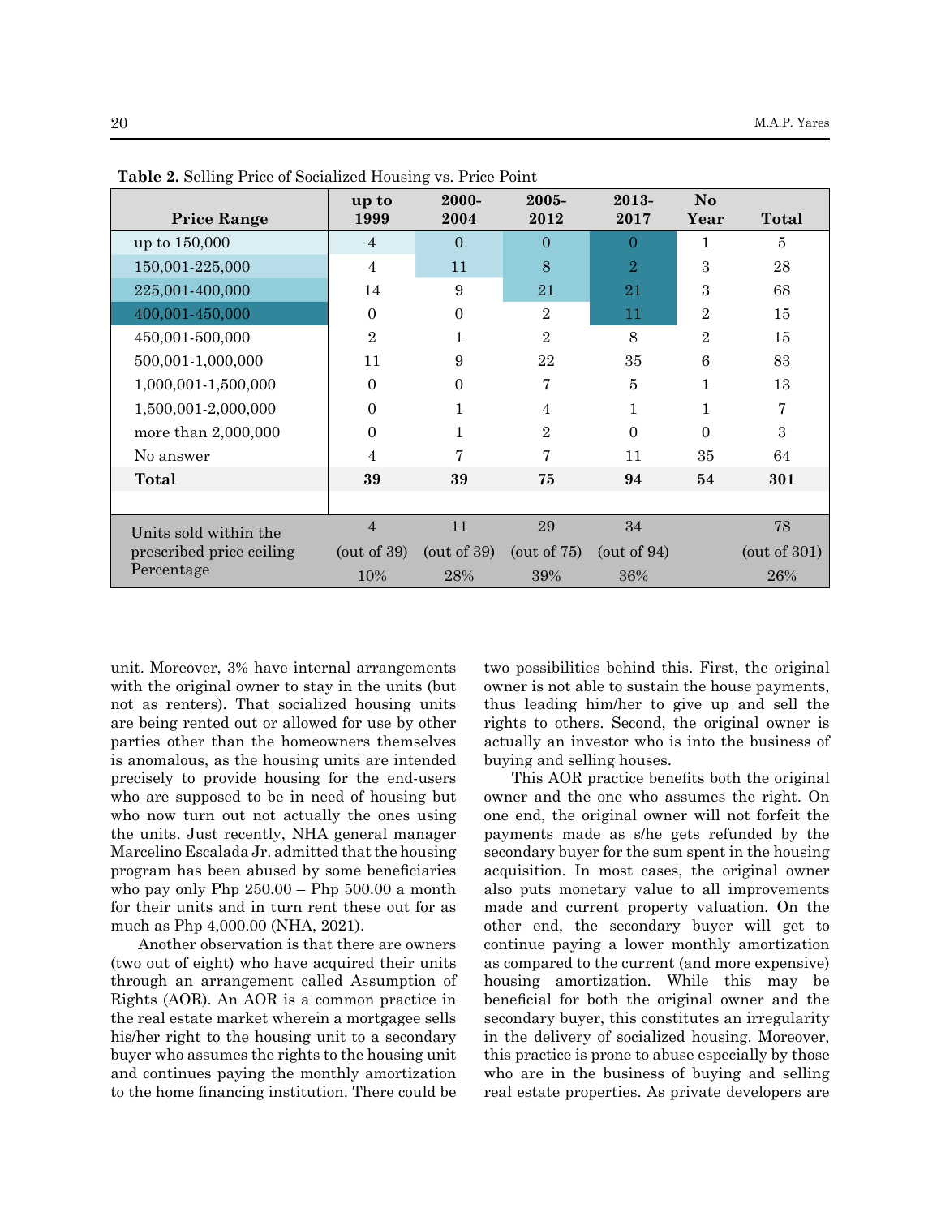**Table 2.** Selling Price of Socialized Housing vs. Price Point

| Price Range | up to 1999 | 2000-2004 | 2005-2012 | 2013-2017 | No Year | Total |
|---|---|---|---|---|---|---|
| up to 150,000 | 4 | 0 | 0 | 0 | 1 | 5 |
| 150,001-225,000 | 4 | 11 | 8 | 2 | 3 | 28 |
| 225,001-400,000 | 14 | 9 | 21 | 21 | 3 | 68 |
| 400,001-450,000 | 0 | 0 | 2 | 11 | 2 | 15 |
| 450,001-500,000 | 2 | 1 | 2 | 8 | 2 | 15 |
| 500,001-1,000,000 | 11 | 9 | 22 | 35 | 6 | 83 |
| 1,000,001-1,500,000 | 0 | 0 | 7 | 5 | 1 | 13 |
| 1,500,001-2,000,000 | 0 | 1 | 4 | 1 | 1 | 7 |
| more than 2,000,000 | 0 | 1 | 2 | 0 | 0 | 3 |
| No answer | 4 | 7 | 7 | 11 | 35 | 64 |
| **Total** | **39** | **39** | **75** | **94** | **54** | **301** |
| | | | | | | |
| Units sold within the prescribed price ceiling Percentage | 4 (out of 39) 10% | 11 (out of 39) 28% | 29 (out of 75) 39% | 34 (out of 94) 36% | | 78 (out of 301) 26% |

unit. Moreover, 3% have internal arrangements with the original owner to stay in the units (but not as renters). That socialized housing units are being rented out or allowed for use by other parties other than the homeowners themselves is anomalous, as the housing units are intended precisely to provide housing for the end-users who are supposed to be in need of housing but who now turn out not actually the ones using the units. Just recently, NHA general manager Marcelino Escalada Jr. admitted that the housing program has been abused by some beneficiaries who pay only Php 250.00 – Php 500.00 a month for their units and in turn rent these out for as much as Php 4,000.00 (NHA, 2021).

Another observation is that there are owners (two out of eight) who have acquired their units through an arrangement called Assumption of Rights (AOR). An AOR is a common practice in the real estate market wherein a mortgagee sells his/her right to the housing unit to a secondary buyer who assumes the rights to the housing unit and continues paying the monthly amortization to the home financing institution. There could be two possibilities behind this. First, the original owner is not able to sustain the house payments, thus leading him/her to give up and sell the rights to others. Second, the original owner is actually an investor who is into the business of buying and selling houses.

This AOR practice benefits both the original owner and the one who assumes the right. On one end, the original owner will not forfeit the payments made as s/he gets refunded by the secondary buyer for the sum spent in the housing acquisition. In most cases, the original owner also puts monetary value to all improvements made and current property valuation. On the other end, the secondary buyer will get to continue paying a lower monthly amortization as compared to the current (and more expensive) housing amortization. While this may be beneficial for both the original owner and the secondary buyer, this constitutes an irregularity in the delivery of socialized housing. Moreover, this practice is prone to abuse especially by those who are in the business of buying and selling real estate properties. As private developers are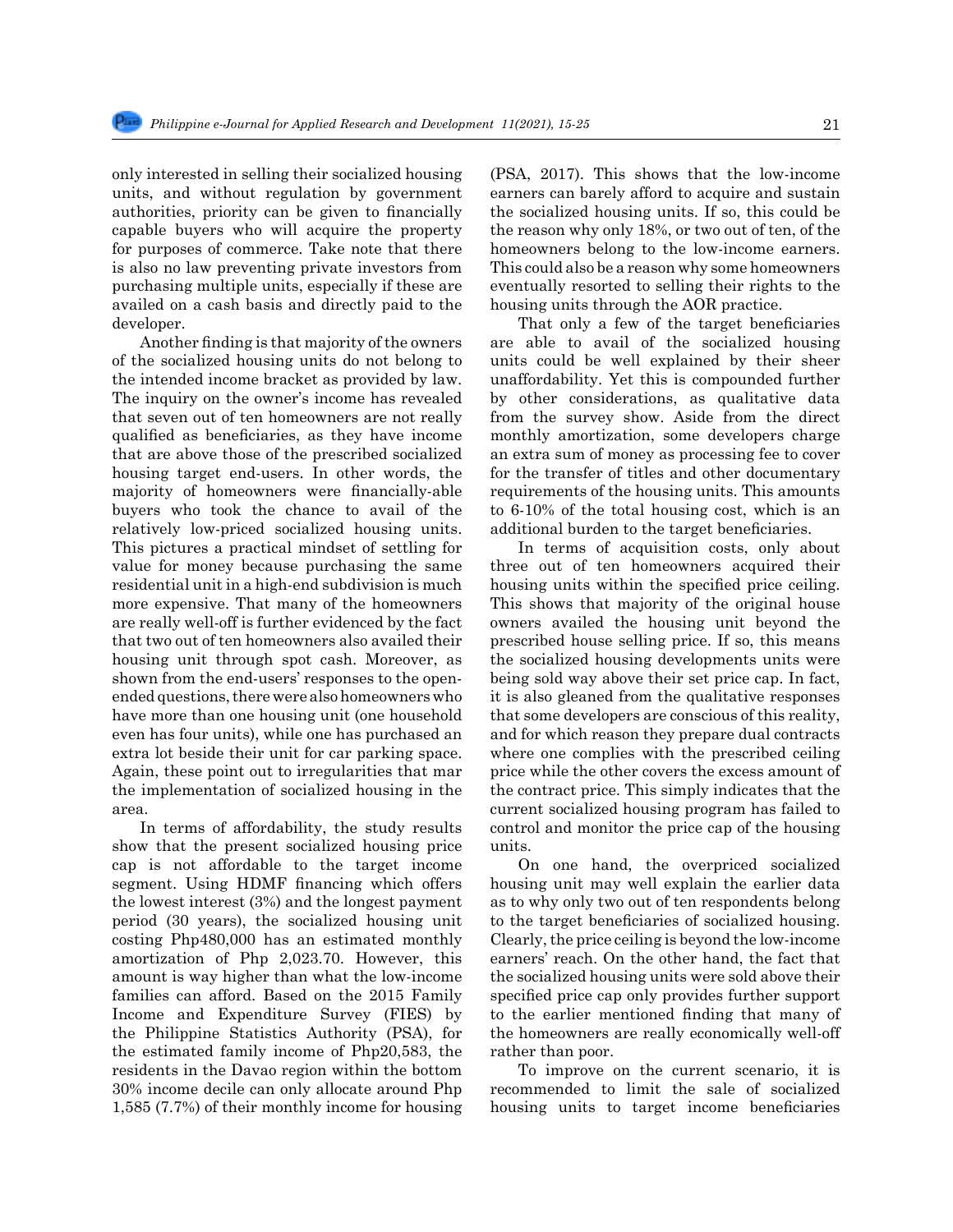only interested in selling their socialized housing units, and without regulation by government authorities, priority can be given to financially capable buyers who will acquire the property for purposes of commerce. Take note that there is also no law preventing private investors from purchasing multiple units, especially if these are availed on a cash basis and directly paid to the developer.

Another finding is that majority of the owners of the socialized housing units do not belong to the intended income bracket as provided by law. The inquiry on the owner's income has revealed that seven out of ten homeowners are not really qualified as beneficiaries, as they have income that are above those of the prescribed socialized housing target end-users. In other words, the majority of homeowners were financially-able buyers who took the chance to avail of the relatively low-priced socialized housing units. This pictures a practical mindset of settling for value for money because purchasing the same residential unit in a high-end subdivision is much more expensive. That many of the homeowners are really well-off is further evidenced by the fact that two out of ten homeowners also availed their housing unit through spot cash. Moreover, as shown from the end-users' responses to the open-ended questions, there were also homeowners who have more than one housing unit (one household even has four units), while one has purchased an extra lot beside their unit for car parking space. Again, these point out to irregularities that mar the implementation of socialized housing in the area.

In terms of affordability, the study results show that the present socialized housing price cap is not affordable to the target income segment. Using HDMF financing which offers the lowest interest (3%) and the longest payment period (30 years), the socialized housing unit costing Php480,000 has an estimated monthly amortization of Php 2,023.70. However, this amount is way higher than what the low-income families can afford. Based on the 2015 Family Income and Expenditure Survey (FIES) by the Philippine Statistics Authority (PSA), for the estimated family income of Php20,583, the residents in the Davao region within the bottom 30% income decile can only allocate around Php 1,585 (7.7%) of their monthly income for housing (PSA, 2017). This shows that the low-income earners can barely afford to acquire and sustain the socialized housing units. If so, this could be the reason why only 18%, or two out of ten, of the homeowners belong to the low-income earners. This could also be a reason why some homeowners eventually resorted to selling their rights to the housing units through the AOR practice.

That only a few of the target beneficiaries are able to avail of the socialized housing units could be well explained by their sheer unaffordability. Yet this is compounded further by other considerations, as qualitative data from the survey show. Aside from the direct monthly amortization, some developers charge an extra sum of money as processing fee to cover for the transfer of titles and other documentary requirements of the housing units. This amounts to 6-10% of the total housing cost, which is an additional burden to the target beneficiaries.

In terms of acquisition costs, only about three out of ten homeowners acquired their housing units within the specified price ceiling. This shows that majority of the original house owners availed the housing unit beyond the prescribed house selling price. If so, this means the socialized housing developments units were being sold way above their set price cap. In fact, it is also gleaned from the qualitative responses that some developers are conscious of this reality, and for which reason they prepare dual contracts where one complies with the prescribed ceiling price while the other covers the excess amount of the contract price. This simply indicates that the current socialized housing program has failed to control and monitor the price cap of the housing units.

On one hand, the overpriced socialized housing unit may well explain the earlier data as to why only two out of ten respondents belong to the target beneficiaries of socialized housing. Clearly, the price ceiling is beyond the low-income earners' reach. On the other hand, the fact that the socialized housing units were sold above their specified price cap only provides further support to the earlier mentioned finding that many of the homeowners are really economically well-off rather than poor.

To improve on the current scenario, it is recommended to limit the sale of socialized housing units to target income beneficiaries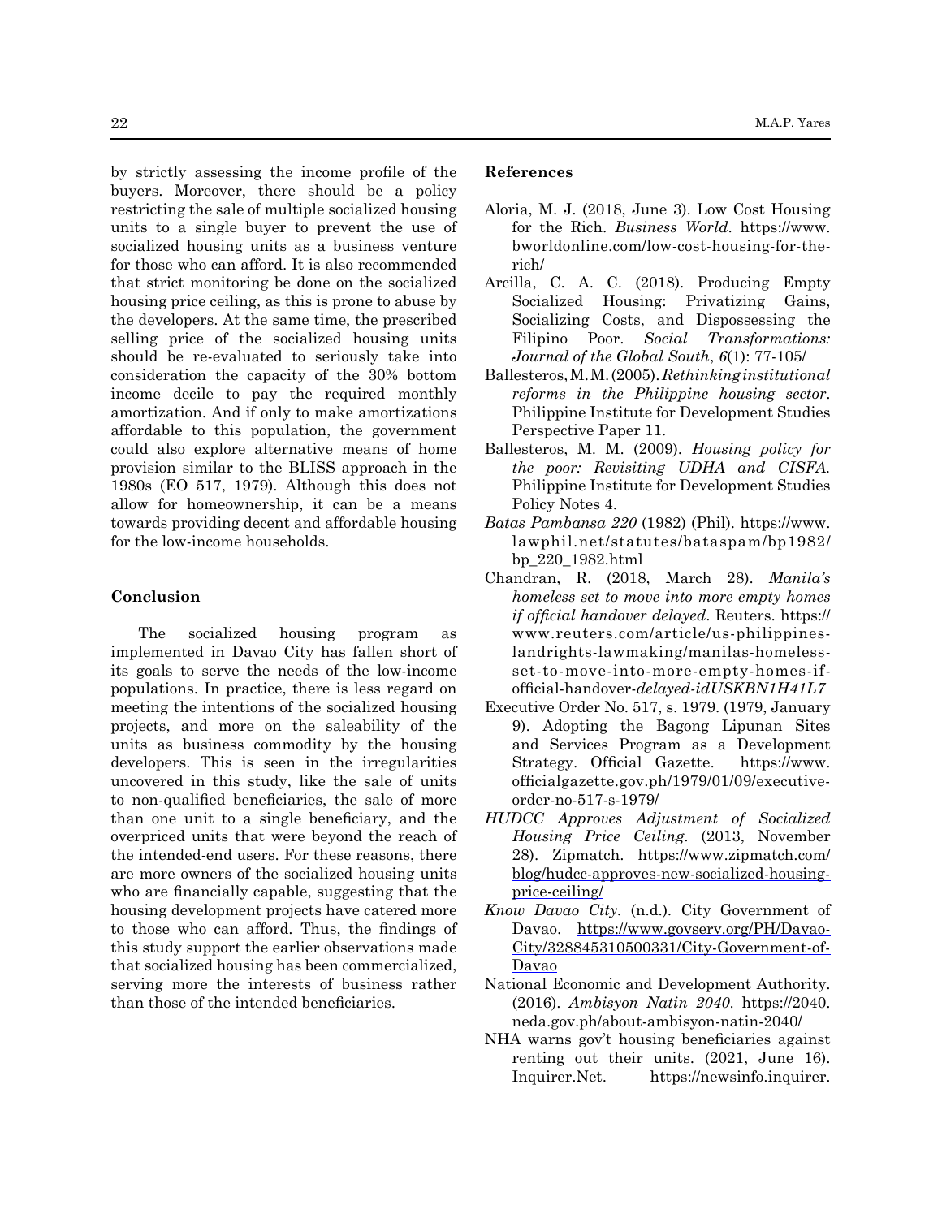by strictly assessing the income profile of the buyers. Moreover, there should be a policy restricting the sale of multiple socialized housing units to a single buyer to prevent the use of socialized housing units as a business venture for those who can afford. It is also recommended that strict monitoring be done on the socialized housing price ceiling, as this is prone to abuse by the developers. At the same time, the prescribed selling price of the socialized housing units should be re-evaluated to seriously take into consideration the capacity of the 30% bottom income decile to pay the required monthly amortization. And if only to make amortizations affordable to this population, the government could also explore alternative means of home provision similar to the BLISS approach in the 1980s (EO 517, 1979). Although this does not allow for homeownership, it can be a means towards providing decent and affordable housing for the low-income households.

## Conclusion

The socialized housing program as implemented in Davao City has fallen short of its goals to serve the needs of the low-income populations. In practice, there is less regard on meeting the intentions of the socialized housing projects, and more on the saleability of the units as business commodity by the housing developers. This is seen in the irregularities uncovered in this study, like the sale of units to non-qualified beneficiaries, the sale of more than one unit to a single beneficiary, and the overpriced units that were beyond the reach of the intended-end users. For these reasons, there are more owners of the socialized housing units who are financially capable, suggesting that the housing development projects have catered more to those who can afford. Thus, the findings of this study support the earlier observations made that socialized housing has been commercialized, serving more the interests of business rather than those of the intended beneficiaries.

## References

Aloria, M. J. (2018, June 3). Low Cost Housing for the Rich. *Business World*. https://www.bworldonline.com/low-cost-housing-for-the-rich/

Arcilla, C. A. C. (2018). Producing Empty Socialized Housing: Privatizing Gains, Socializing Costs, and Dispossessing the Filipino Poor. *Social Transformations: Journal of the Global South*, *6*(1): 77-105/

Ballesteros, M. M. (2005). *Rethinking institutional reforms in the Philippine housing sector*. Philippine Institute for Development Studies Perspective Paper 11.

Ballesteros, M. M. (2009). *Housing policy for the poor: Revisiting UDHA and CISFA*. Philippine Institute for Development Studies Policy Notes 4.

*Batas Pambansa 220* (1982) (Phil). https://www.lawphil.net/statutes/bataspam/bp1982/bp_220_1982.html

Chandran, R. (2018, March 28). *Manila's homeless set to move into more empty homes if official handover delayed*. Reuters. https://www.reuters.com/article/us-philippines-landrights-lawmaking/manilas-homeless-set-to-move-into-more-empty-homes-if-official-handover-*delayed-idUSKBN1H41L7*

Executive Order No. 517, s. 1979. (1979, January 9). Adopting the Bagong Lipunan Sites and Services Program as a Development Strategy. Official Gazette. https://www.officialgazette.gov.ph/1979/01/09/executive-order-no-517-s-1979/

*HUDCC Approves Adjustment of Socialized Housing Price Ceiling*. (2013, November 28). Zipmatch. https://www.zipmatch.com/blog/hudcc-approves-new-socialized-housing-price-ceiling/

*Know Davao City*. (n.d.). City Government of Davao. https://www.govserv.org/PH/Davao-City/328845310500331/City-Government-of-Davao

National Economic and Development Authority. (2016). *Ambisyon Natin 2040*. https://2040.neda.gov.ph/about-ambisyon-natin-2040/

NHA warns gov't housing beneficiaries against renting out their units. (2021, June 16). Inquirer.Net. https://newsinfo.inquirer.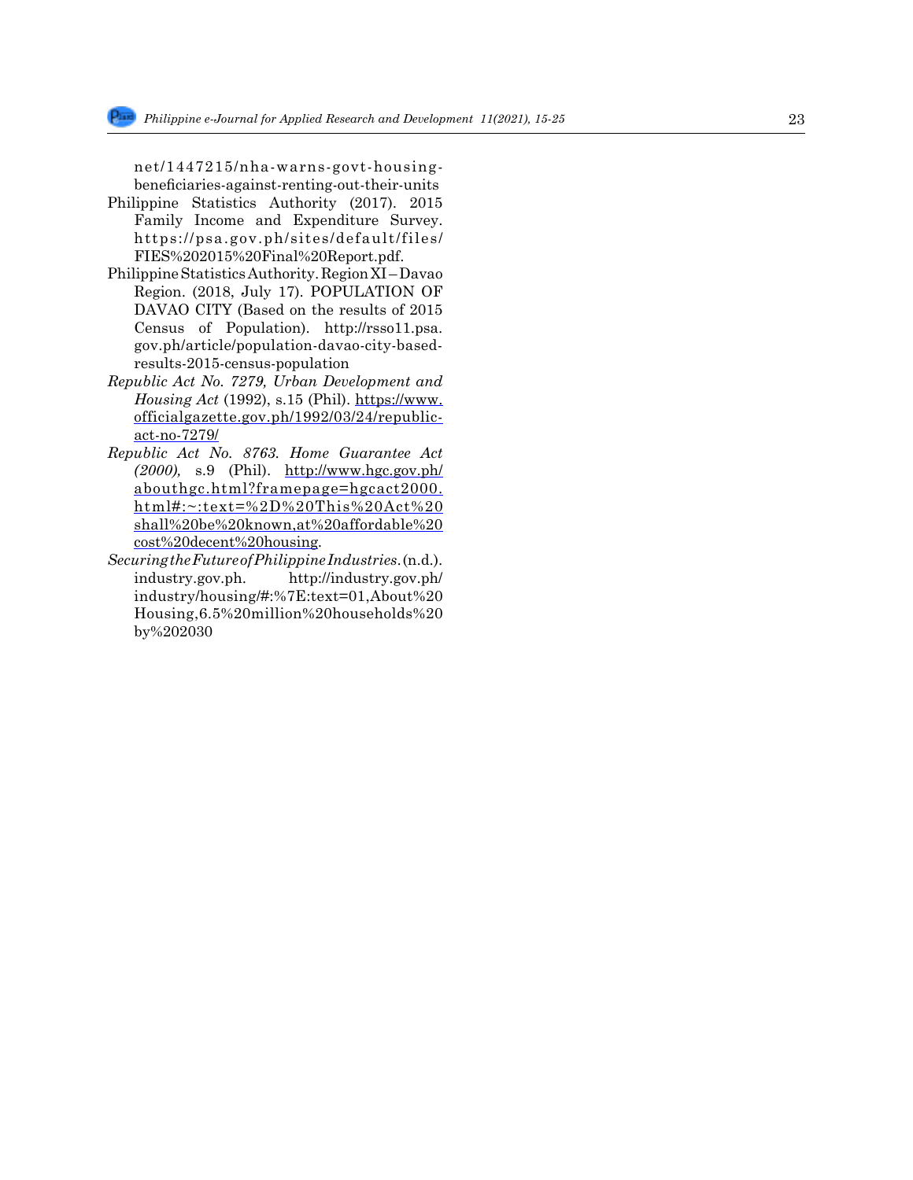net/1447215/nha-warns-govt-housing-beneficiaries-against-renting-out-their-units

Philippine Statistics Authority (2017). 2015 Family Income and Expenditure Survey. https://psa.gov.ph/sites/default/files/FIES%202015%20Final%20Report.pdf.

Philippine Statistics Authority. Region XI – Davao Region. (2018, July 17). POPULATION OF DAVAO CITY (Based on the results of 2015 Census of Population). http://rsso11.psa.gov.ph/article/population-davao-city-based-results-2015-census-population

*Republic Act No. 7279, Urban Development and Housing Act* (1992), s.15 (Phil). https://www.officialgazette.gov.ph/1992/03/24/republic-act-no-7279/

*Republic Act No. 8763. Home Guarantee Act (2000),* s.9 (Phil). http://www.hgc.gov.ph/abouthgc.html?framepage=hgcact2000.html#:~:text=%2D%20This%20Act%20shall%20be%20known,at%20affordable%20cost%20decent%20housing.

*Securing the Future of Philippine Industries.* (n.d.). industry.gov.ph. http://industry.gov.ph/industry/housing/#:%7E:text=01,About%20Housing,6.5%20million%20households%20by%202030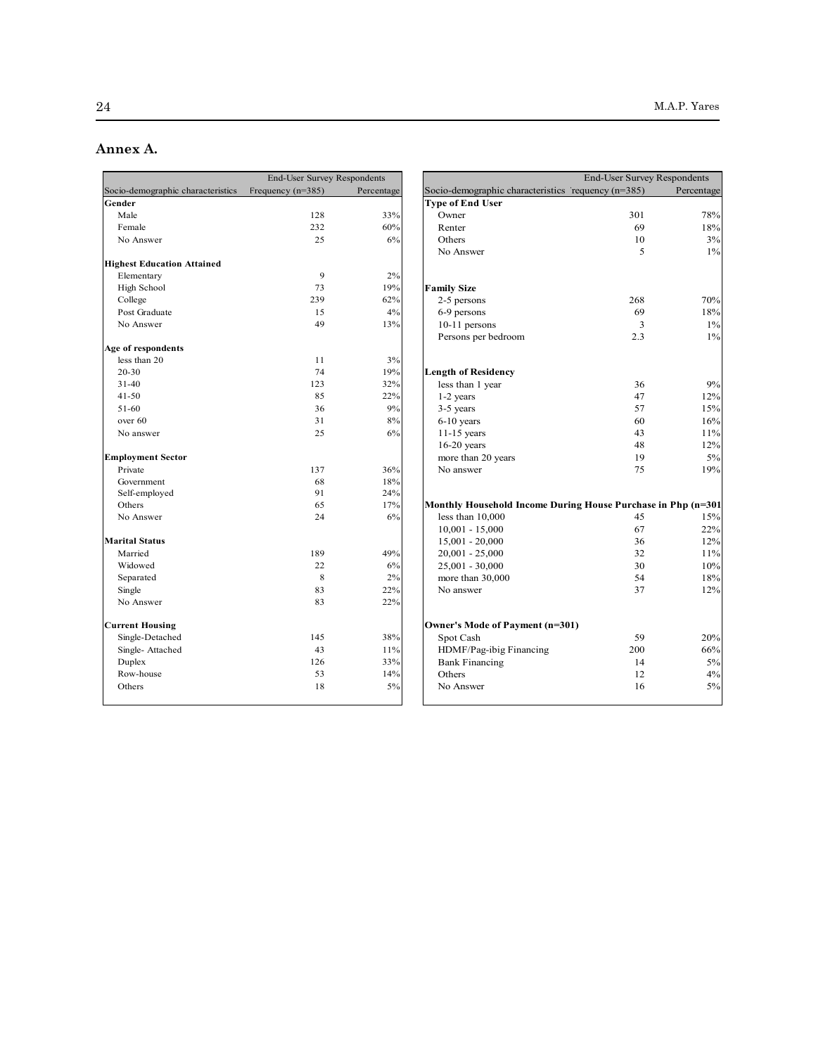## Annex A.

| Socio-demographic characteristics | End-User Survey Respondents Frequency (n=385) | Percentage |
|---|---|---|
| **Gender** | | |
| Male | 128 | 33% |
| Female | 232 | 60% |
| No Answer | 25 | 6% |
| **Highest Education Attained** | | |
| Elementary | 9 | 2% |
| High School | 73 | 19% |
| College | 239 | 62% |
| Post Graduate | 15 | 4% |
| No Answer | 49 | 13% |
| **Age of respondents** | | |
| less than 20 | 11 | 3% |
| 20-30 | 74 | 19% |
| 31-40 | 123 | 32% |
| 41-50 | 85 | 22% |
| 51-60 | 36 | 9% |
| over 60 | 31 | 8% |
| No answer | 25 | 6% |
| **Employment Sector** | | |
| Private | 137 | 36% |
| Government | 68 | 18% |
| Self-employed | 91 | 24% |
| Others | 65 | 17% |
| No Answer | 24 | 6% |
| **Marital Status** | | |
| Married | 189 | 49% |
| Widowed | 22 | 6% |
| Separated | 8 | 2% |
| Single | 83 | 22% |
| No Answer | 83 | 22% |
| **Current Housing** | | |
| Single-Detached | 145 | 38% |
| Single- Attached | 43 | 11% |
| Duplex | 126 | 33% |
| Row-house | 53 | 14% |
| Others | 18 | 5% |

| Socio-demographic characteristics | End-User Survey Respondents Frequency (n=385) | Percentage |
|---|---|---|
| **Type of End User** | | |
| Owner | 301 | 78% |
| Renter | 69 | 18% |
| Others | 10 | 3% |
| No Answer | 5 | 1% |
| **Family Size** | | |
| 2-5 persons | 268 | 70% |
| 6-9 persons | 69 | 18% |
| 10-11 persons | 3 | 1% |
| Persons per bedroom | 2.3 | 1% |
| **Length of Residency** | | |
| less than 1 year | 36 | 9% |
| 1-2 years | 47 | 12% |
| 3-5 years | 57 | 15% |
| 6-10 years | 60 | 16% |
| 11-15 years | 43 | 11% |
| 16-20 years | 48 | 12% |
| more than 20 years | 19 | 5% |
| No answer | 75 | 19% |
| **Monthly Household Income During House Purchase in Php (n=301** | | |
| less than 10,000 | 45 | 15% |
| 10,001 - 15,000 | 67 | 22% |
| 15,001 - 20,000 | 36 | 12% |
| 20,001 - 25,000 | 32 | 11% |
| 25,001 - 30,000 | 30 | 10% |
| more than 30,000 | 54 | 18% |
| No answer | 37 | 12% |
| **Owner's Mode of Payment (n=301)** | | |
| Spot Cash | 59 | 20% |
| HDMF/Pag-ibig Financing | 200 | 66% |
| Bank Financing | 14 | 5% |
| Others | 12 | 4% |
| No Answer | 16 | 5% |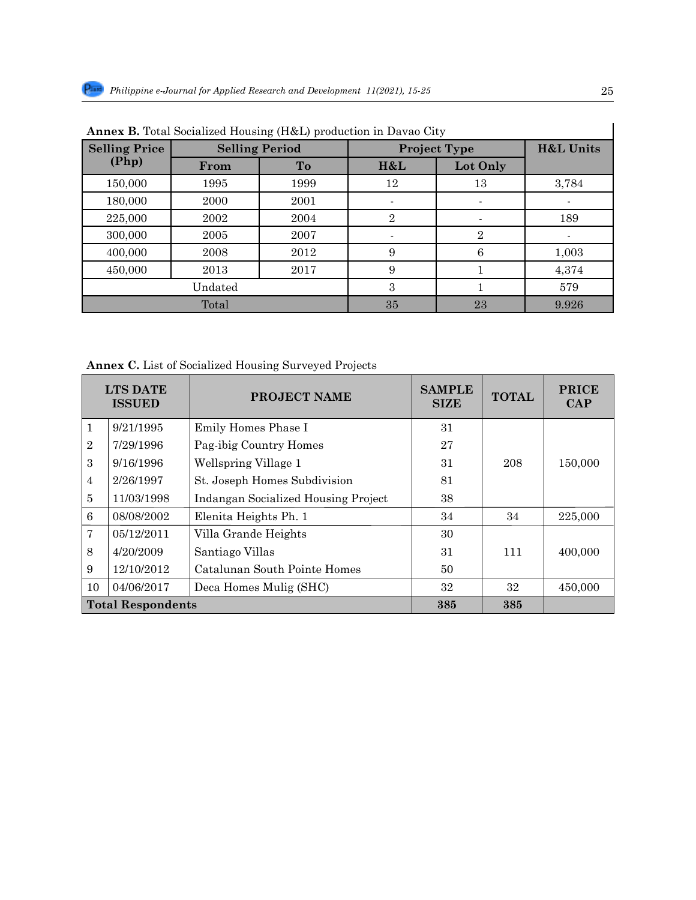**Annex B.** Total Socialized Housing (H&L) production in Davao City

| Selling Price (Php) | Selling Period | | Project Type | | H&L Units |
|---|---|---|---|---|---|
| | From | To | H&L | Lot Only | |
| 150,000 | 1995 | 1999 | 12 | 13 | 3,784 |
| 180,000 | 2000 | 2001 | - | - | - |
| 225,000 | 2002 | 2004 | 2 | - | 189 |
| 300,000 | 2005 | 2007 | - | 2 | - |
| 400,000 | 2008 | 2012 | 9 | 6 | 1,003 |
| 450,000 | 2013 | 2017 | 9 | 1 | 4,374 |
| Undated | | | 3 | 1 | 579 |
| Total | | | 35 | 23 | 9.926 |

**Annex C.** List of Socialized Housing Surveyed Projects

| LTS DATE ISSUED | | PROJECT NAME | SAMPLE SIZE | TOTAL | PRICE CAP |
|---|---|---|---|---|---|
| 1 | 9/21/1995 | Emily Homes Phase I | 31 | 208 | 150,000 |
| 2 | 7/29/1996 | Pag-ibig Country Homes | 27 | | |
| 3 | 9/16/1996 | Wellspring Village 1 | 31 | | |
| 4 | 2/26/1997 | St. Joseph Homes Subdivision | 81 | | |
| 5 | 11/03/1998 | Indangan Socialized Housing Project | 38 | | |
| 6 | 08/08/2002 | Elenita Heights Ph. 1 | 34 | 34 | 225,000 |
| 7 | 05/12/2011 | Villa Grande Heights | 30 | 111 | 400,000 |
| 8 | 4/20/2009 | Santiago Villas | 31 | | |
| 9 | 12/10/2012 | Catalunan South Pointe Homes | 50 | | |
| 10 | 04/06/2017 | Deca Homes Mulig (SHC) | 32 | 32 | 450,000 |
| **Total Respondents** | | | **385** | **385** | |